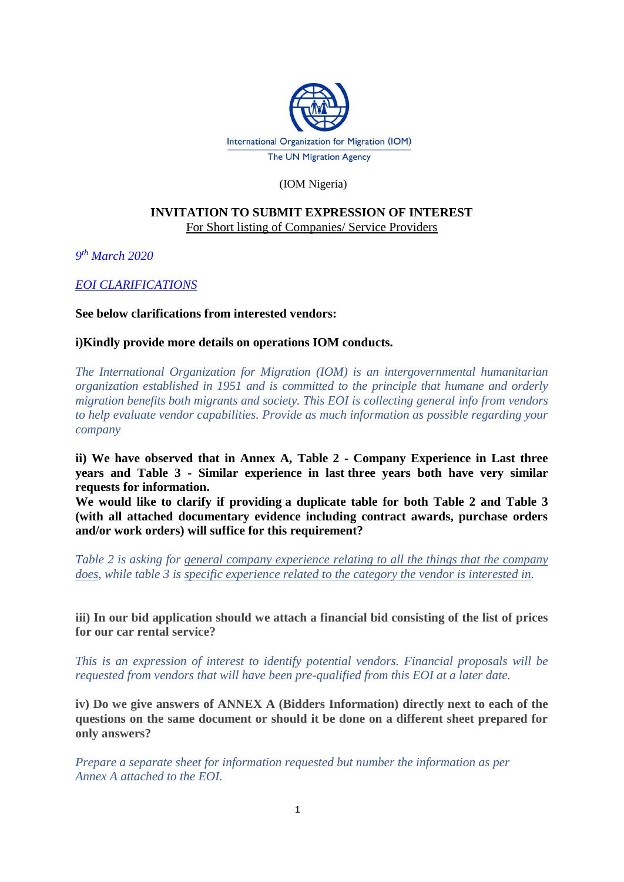International Organization for Migration (IOM)

The UN Migration Agency

(IOM Nigeria)

**INVITATION TO SUBMIT EXPRESSION OF INTEREST**

For Short listing of Companies/ Service Providers

*9th March 2020*

*EOI CLARIFICATIONS*

**See below clarifications from interested vendors:**

**i)Kindly provide more details on operations IOM conducts.**

*The International Organization for Migration (IOM) is an intergovernmental humanitarian organization established in 1951 and is committed to the principle that humane and orderly migration benefits both migrants and society. This EOI is collecting general info from vendors to help evaluate vendor capabilities. Provide as much information as possible regarding your company*

**ii) We have observed that in Annex A, Table 2 - Company Experience in Last three years and Table 3 - Similar experience in last three years both have very similar requests for information.**

**We would like to clarify if providing a duplicate table for both Table 2 and Table 3 (with all attached documentary evidence including contract awards, purchase orders and/or work orders) will suffice for this requirement?**

*Table 2 is asking for general company experience relating to all the things that the company does, while table 3 is specific experience related to the category the vendor is interested in.*

**iii) In our bid application should we attach a financial bid consisting of the list of prices for our car rental service?**

*This is an expression of interest to identify potential vendors. Financial proposals will be requested from vendors that will have been pre-qualified from this EOI at a later date.*

**iv) Do we give answers of ANNEX A (Bidders Information) directly next to each of the questions on the same document or should it be done on a different sheet prepared for only answers?**

*Prepare a separate sheet for information requested but number the information as per Annex A attached to the EOI.*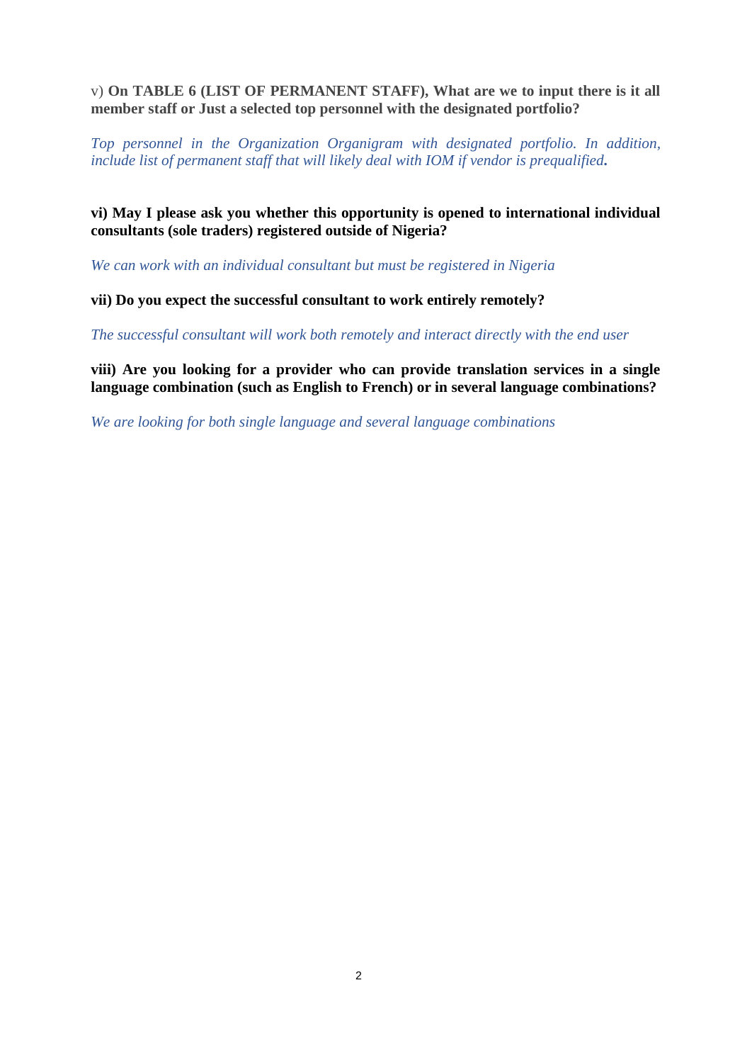v) **On TABLE 6 (LIST OF PERMANENT STAFF), What are we to input there is it all member staff or Just a selected top personnel with the designated portfolio?**

*Top personnel in the Organization Organigram with designated portfolio. In addition, include list of permanent staff that will likely deal with IOM if vendor is prequalified.*

**vi) May I please ask you whether this opportunity is opened to international individual consultants (sole traders) registered outside of Nigeria?**

*We can work with an individual consultant but must be registered in Nigeria*

**vii) Do you expect the successful consultant to work entirely remotely?**

*The successful consultant will work both remotely and interact directly with the end user*

**viii) Are you looking for a provider who can provide translation services in a single language combination (such as English to French) or in several language combinations?**

*We are looking for both single language and several language combinations*